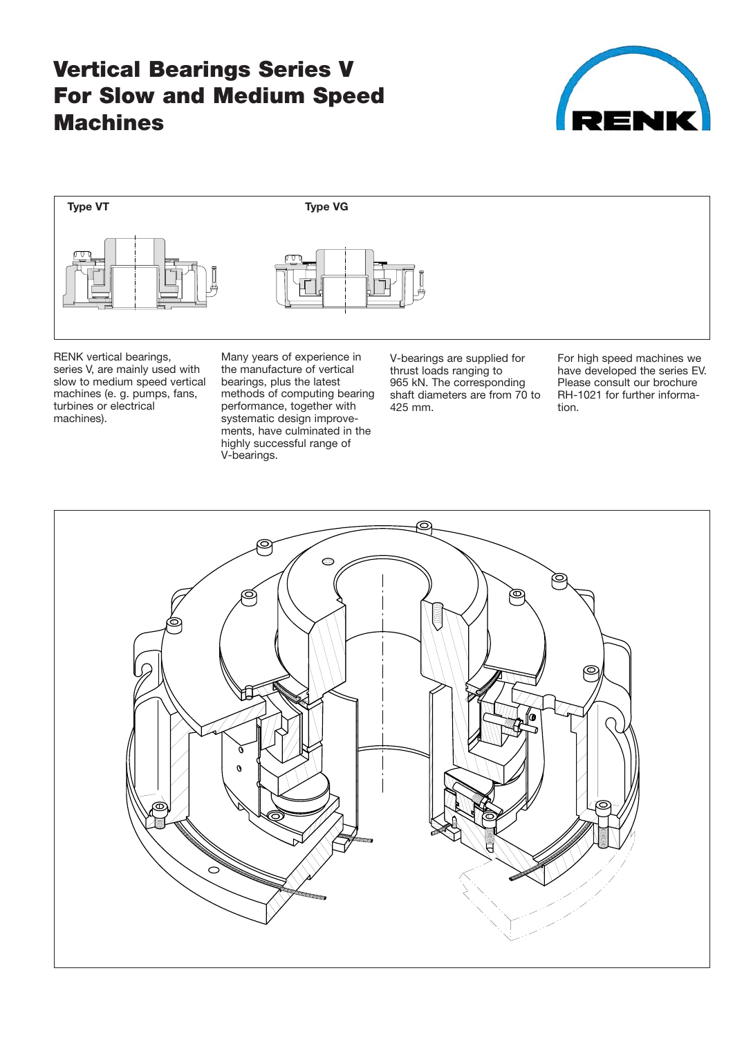# Vertical Bearings Series V For Slow and Medium Speed Machines

Type VT

Type VG

RENK vertical bearings, series V, are mainly used with slow to medium speed vertical machines (e. g. pumps, fans, turbines or electrical machines).

Many years of experience in the manufacture of vertical bearings, plus the latest methods of computing bearing performance, together with systematic design improvements, have culminated in the highly successful range of V-bearings.

V-bearings are supplied for thrust loads ranging to 965 kN. The corresponding shaft diameters are from 70 to 425 mm.

For high speed machines we have developed the series EV. Please consult our brochure RH-1021 for further information.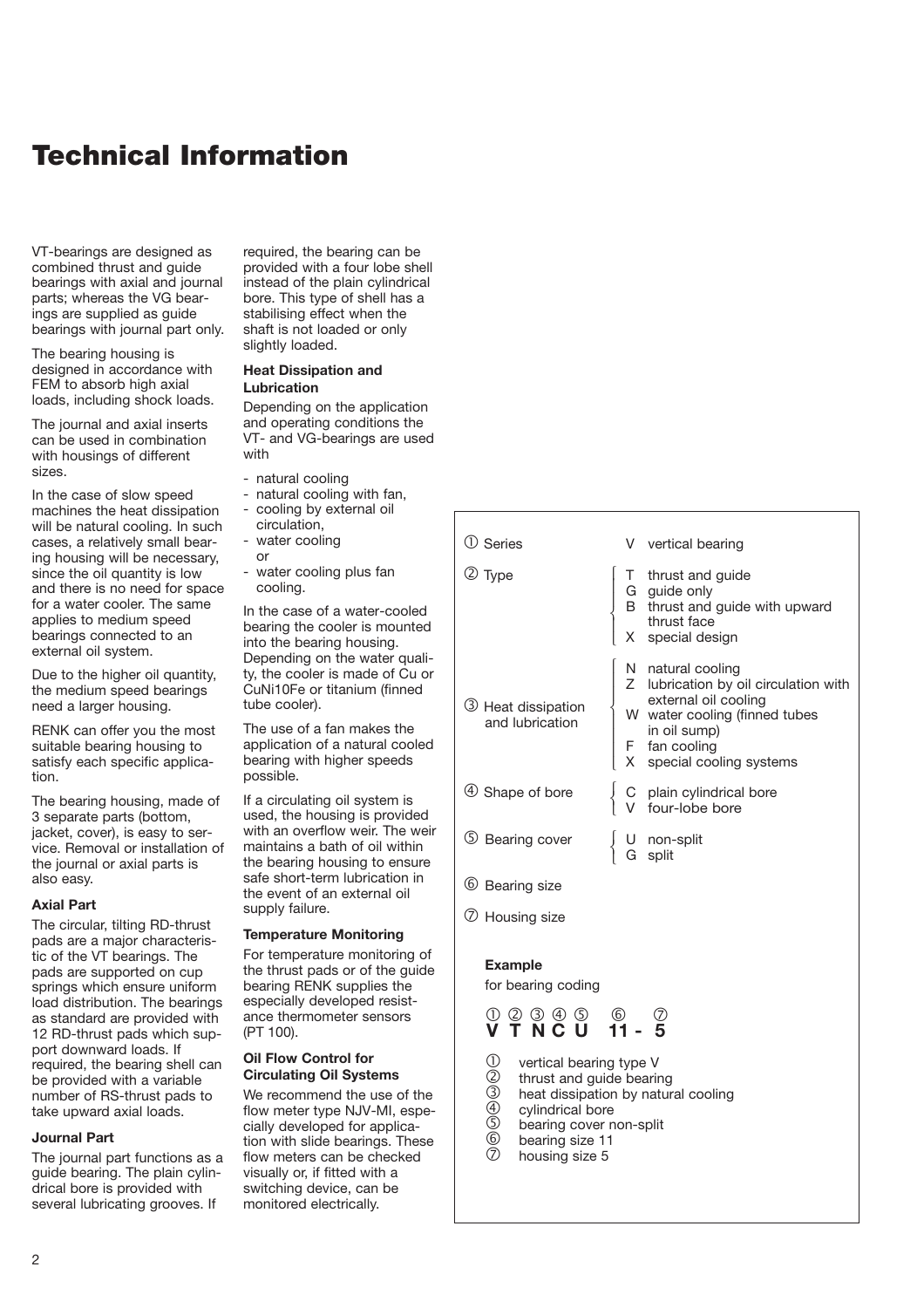# Technical Information

VT-bearings are designed as combined thrust and guide bearings with axial and journal parts; whereas the VG bearings are supplied as guide bearings with journal part only.

The bearing housing is designed in accordance with FEM to absorb high axial loads, including shock loads.

The journal and axial inserts can be used in combination with housings of different sizes.

In the case of slow speed machines the heat dissipation will be natural cooling. In such cases, a relatively small bearing housing will be necessary, since the oil quantity is low and there is no need for space for a water cooler. The same applies to medium speed bearings connected to an external oil system.

Due to the higher oil quantity, the medium speed bearings need a larger housing.

RENK can offer you the most suitable bearing housing to satisfy each specific application.

The bearing housing, made of 3 separate parts (bottom, jacket, cover), is easy to service. Removal or installation of the journal or axial parts is also easy.

### Axial Part

The circular, tilting RD-thrust pads are a major characteristic of the VT bearings. The pads are supported on cup springs which ensure uniform load distribution. The bearings as standard are provided with 12 RD-thrust pads which support downward loads. If required, the bearing shell can be provided with a variable number of RS-thrust pads to take upward axial loads.

### Journal Part

The journal part functions as a guide bearing. The plain cylindrical bore is provided with several lubricating grooves. If required, the bearing can be provided with a four lobe shell instead of the plain cylindrical bore. This type of shell has a stabilising effect when the shaft is not loaded or only slightly loaded.

### Heat Dissipation and Lubrication

Depending on the application and operating conditions the VT- and VG-bearings are used with

- natural cooling
- natural cooling with fan,
- cooling by external oil circulation,
- water cooling
  or
- water cooling plus fan cooling.

In the case of a water-cooled bearing the cooler is mounted into the bearing housing. Depending on the water quality, the cooler is made of Cu or CuNi10Fe or titanium (finned tube cooler).

The use of a fan makes the application of a natural cooled bearing with higher speeds possible.

If a circulating oil system is used, the housing is provided with an overflow weir. The weir maintains a bath of oil within the bearing housing to ensure safe short-term lubrication in the event of an external oil supply failure.

### Temperature Monitoring

For temperature monitoring of the thrust pads or of the guide bearing RENK supplies the especially developed resistance thermometer sensors (PT 100).

### Oil Flow Control for Circulating Oil Systems

We recommend the use of the flow meter type NJV-MI, especially developed for application with slide bearings. These flow meters can be checked visually or, if fitted with a switching device, can be monitored electrically.

| | Code | Meaning |
|---|---|---|
| ① Series | V | vertical bearing |
| ② Type | T | thrust and guide |
| | G | guide only |
| | B | thrust and guide with upward thrust face |
| | X | special design |
| ③ Heat dissipation and lubrication | N | natural cooling |
| | Z | lubrication by oil circulation with external oil cooling |
| | W | water cooling (finned tubes in oil sump) |
| | F | fan cooling |
| | X | special cooling systems |
| ④ Shape of bore | C | plain cylindrical bore |
| | V | four-lobe bore |
| ⑤ Bearing cover | U | non-split |
| | G | split |
| ⑥ Bearing size | | |
| ⑦ Housing size | | |

**Example**

for bearing coding

① ② ③ ④ ⑤ ⑥ ⑦
**V T N C U 11 - 5**

① vertical bearing type V
② thrust and guide bearing
③ heat dissipation by natural cooling
④ cylindrical bore
⑤ bearing cover non-split
⑥ bearing size 11
⑦ housing size 5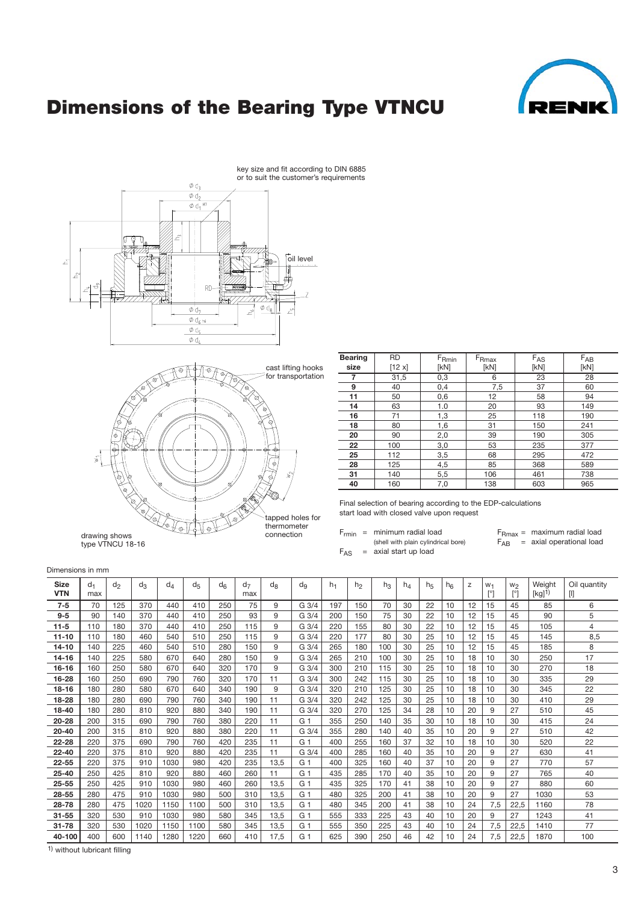# Dimensions of the Bearing Type VTNCU

key size and fit according to DIN 6885 or to suit the customer's requirements

oil level

cast lifting hooks for transportation

tapped holes for thermometer connection

drawing shows type VTNCU 18-16

| Bearing size | RD [12 x] | $F_{Rmin}$ [kN] | $F_{Rmax}$ [kN] | $F_{AS}$ [kN] | $F_{AB}$ [kN] |
|---|---|---|---|---|---|
| 7 | 31,5 | 0,3 | 6 | 23 | 28 |
| 9 | 40 | 0,4 | 7,5 | 37 | 60 |
| 11 | 50 | 0,6 | 12 | 58 | 94 |
| 14 | 63 | 1.0 | 20 | 93 | 149 |
| 16 | 71 | 1,3 | 25 | 118 | 190 |
| 18 | 80 | 1,6 | 31 | 150 | 241 |
| 20 | 90 | 2,0 | 39 | 190 | 305 |
| 22 | 100 | 3,0 | 53 | 235 | 377 |
| 25 | 112 | 3,5 | 68 | 295 | 472 |
| 28 | 125 | 4,5 | 85 | 368 | 589 |
| 31 | 140 | 5,5 | 106 | 461 | 738 |
| 40 | 160 | 7,0 | 138 | 603 | 965 |

Final selection of bearing according to the EDP-calculations
start load with closed valve upon request

$F_{rmin}$ = minimum radial load (shell with plain cylindrical bore)
$F_{AS}$ = axial start up load
$F_{Rmax}$ = maximum radial load
$F_{AB}$ = axial operational load

Dimensions in mm

| Size VTN | $d_1$ max | $d_2$ | $d_3$ | $d_4$ | $d_5$ | $d_6$ | $d_7$ max | $d_8$ | $d_9$ | $h_1$ | $h_2$ | $h_3$ | $h_4$ | $h_5$ | $h_6$ | z | $w_1$ [°] | $w_2$ [°] | Weight [kg][1] | Oil quantity [l] |
|---|---|---|---|---|---|---|---|---|---|---|---|---|---|---|---|---|---|---|---|---|
| 7-5 | 70 | 125 | 370 | 440 | 410 | 250 | 75 | 9 | G 3/4 | 197 | 150 | 70 | 30 | 22 | 10 | 12 | 15 | 45 | 85 | 6 |
| 9-5 | 90 | 140 | 370 | 440 | 410 | 250 | 93 | 9 | G 3/4 | 200 | 150 | 75 | 30 | 22 | 10 | 12 | 15 | 45 | 90 | 5 |
| 11-5 | 110 | 180 | 370 | 440 | 410 | 250 | 115 | 9 | G 3/4 | 220 | 155 | 80 | 30 | 22 | 10 | 12 | 15 | 45 | 105 | 4 |
| 11-10 | 110 | 180 | 460 | 540 | 510 | 250 | 115 | 9 | G 3/4 | 220 | 177 | 80 | 30 | 25 | 10 | 12 | 15 | 45 | 145 | 8,5 |
| 14-10 | 140 | 225 | 460 | 540 | 510 | 280 | 150 | 9 | G 3/4 | 265 | 180 | 100 | 30 | 25 | 10 | 12 | 15 | 45 | 185 | 8 |
| 14-16 | 140 | 225 | 580 | 670 | 640 | 280 | 150 | 9 | G 3/4 | 265 | 210 | 100 | 30 | 25 | 10 | 18 | 10 | 30 | 250 | 17 |
| 16-16 | 160 | 250 | 580 | 670 | 640 | 320 | 170 | 9 | G 3/4 | 300 | 210 | 115 | 30 | 25 | 10 | 18 | 10 | 30 | 270 | 18 |
| 16-28 | 160 | 250 | 690 | 790 | 760 | 320 | 170 | 11 | G 3/4 | 300 | 242 | 115 | 30 | 25 | 10 | 18 | 10 | 30 | 335 | 29 |
| 18-16 | 180 | 280 | 580 | 670 | 640 | 340 | 190 | 9 | G 3/4 | 320 | 210 | 125 | 30 | 25 | 10 | 18 | 10 | 30 | 345 | 22 |
| 18-28 | 180 | 280 | 690 | 790 | 760 | 340 | 190 | 11 | G 3/4 | 320 | 242 | 125 | 30 | 25 | 10 | 18 | 10 | 30 | 410 | 29 |
| 18-40 | 180 | 280 | 810 | 920 | 880 | 340 | 190 | 11 | G 3/4 | 320 | 270 | 125 | 34 | 28 | 10 | 20 | 9 | 27 | 510 | 45 |
| 20-28 | 200 | 315 | 690 | 790 | 760 | 380 | 220 | 11 | G 1 | 355 | 250 | 140 | 35 | 30 | 10 | 18 | 10 | 30 | 415 | 24 |
| 20-40 | 200 | 315 | 810 | 920 | 880 | 380 | 220 | 11 | G 3/4 | 355 | 280 | 140 | 40 | 35 | 10 | 20 | 9 | 27 | 510 | 42 |
| 22-28 | 220 | 375 | 690 | 790 | 760 | 420 | 235 | 11 | G 1 | 400 | 255 | 160 | 37 | 32 | 10 | 18 | 10 | 30 | 520 | 22 |
| 22-40 | 220 | 375 | 810 | 920 | 880 | 420 | 235 | 11 | G 3/4 | 400 | 285 | 160 | 40 | 35 | 10 | 20 | 9 | 27 | 630 | 41 |
| 22-55 | 220 | 375 | 910 | 1030 | 980 | 420 | 235 | 13,5 | G 1 | 400 | 325 | 160 | 40 | 37 | 10 | 20 | 9 | 27 | 770 | 57 |
| 25-40 | 250 | 425 | 810 | 920 | 880 | 460 | 260 | 11 | G 1 | 435 | 285 | 170 | 40 | 35 | 10 | 20 | 9 | 27 | 765 | 40 |
| 25-55 | 250 | 425 | 910 | 1030 | 980 | 460 | 260 | 13,5 | G 1 | 435 | 325 | 170 | 41 | 38 | 10 | 20 | 9 | 27 | 880 | 60 |
| 28-55 | 280 | 475 | 910 | 1030 | 980 | 500 | 310 | 13,5 | G 1 | 480 | 325 | 200 | 41 | 38 | 10 | 20 | 9 | 27 | 1030 | 53 |
| 28-78 | 280 | 475 | 1020 | 1150 | 1100 | 500 | 310 | 13,5 | G 1 | 480 | 345 | 200 | 41 | 38 | 10 | 24 | 7,5 | 22,5 | 1160 | 78 |
| 31-55 | 320 | 530 | 910 | 1030 | 980 | 580 | 345 | 13,5 | G 1 | 555 | 333 | 225 | 43 | 40 | 10 | 20 | 9 | 27 | 1243 | 41 |
| 31-78 | 320 | 530 | 1020 | 1150 | 1100 | 580 | 345 | 13,5 | G 1 | 555 | 350 | 225 | 43 | 40 | 10 | 24 | 7,5 | 22,5 | 1410 | 77 |
| 40-100 | 400 | 600 | 1140 | 1280 | 1220 | 660 | 410 | 17,5 | G 1 | 625 | 390 | 250 | 46 | 42 | 10 | 24 | 7,5 | 22,5 | 1870 | 100 |

[1] without lubricant filling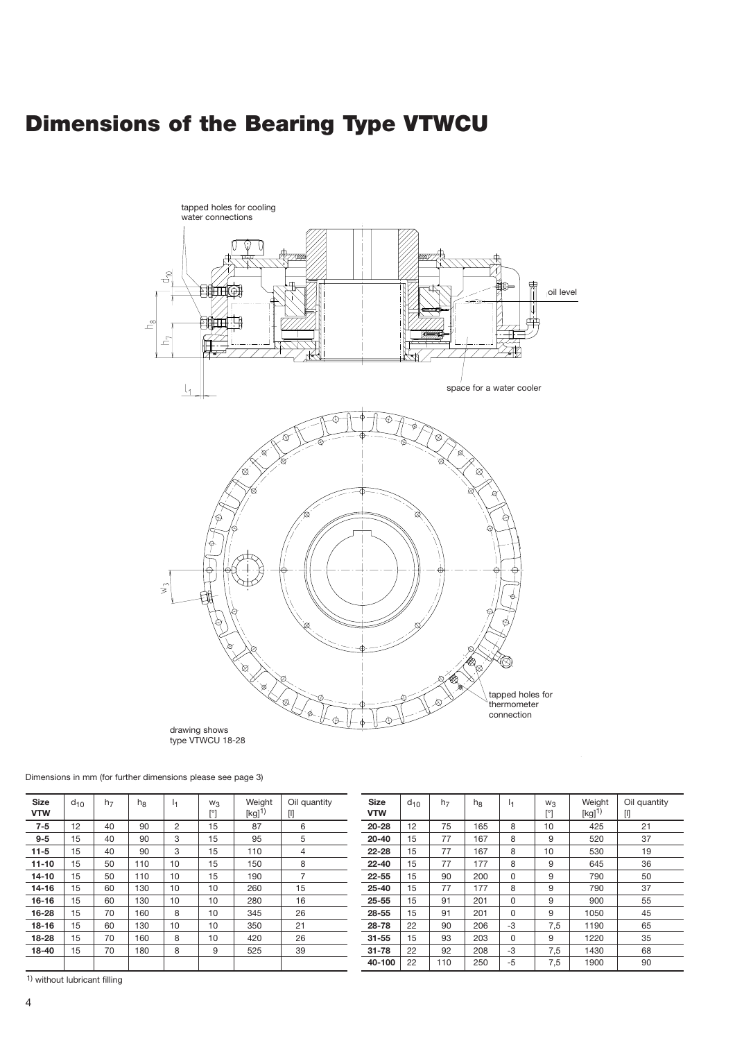# Dimensions of the Bearing Type VTWCU

tapped holes for cooling water connections

oil level

space for a water cooler

tapped holes for thermometer connection

drawing shows type VTWCU 18-28

Dimensions in mm (for further dimensions please see page 3)

| Size VTW | $d_{10}$ | $h_7$ | $h_8$ | $l_1$ | $w_3$ [°] | Weight [kg][1)] | Oil quantity [l] |
|---|---|---|---|---|---|---|---|
| **7-5** | 12 | 40 | 90 | 2 | 15 | 87 | 6 |
| **9-5** | 15 | 40 | 90 | 3 | 15 | 95 | 5 |
| **11-5** | 15 | 40 | 90 | 3 | 15 | 110 | 4 |
| **11-10** | 15 | 50 | 110 | 10 | 15 | 150 | 8 |
| **14-10** | 15 | 50 | 110 | 10 | 15 | 190 | 7 |
| **14-16** | 15 | 60 | 130 | 10 | 10 | 260 | 15 |
| **16-16** | 15 | 60 | 130 | 10 | 10 | 280 | 16 |
| **16-28** | 15 | 70 | 160 | 8 | 10 | 345 | 26 |
| **18-16** | 15 | 60 | 130 | 10 | 10 | 350 | 21 |
| **18-28** | 15 | 70 | 160 | 8 | 10 | 420 | 26 |
| **18-40** | 15 | 70 | 180 | 8 | 9 | 525 | 39 |
| **20-28** | 12 | 75 | 165 | 8 | 10 | 425 | 21 |
| **20-40** | 15 | 77 | 167 | 8 | 9 | 520 | 37 |
| **22-28** | 15 | 77 | 167 | 8 | 10 | 530 | 19 |
| **22-40** | 15 | 77 | 177 | 8 | 9 | 645 | 36 |
| **22-55** | 15 | 90 | 200 | 0 | 9 | 790 | 50 |
| **25-40** | 15 | 77 | 177 | 8 | 9 | 790 | 37 |
| **25-55** | 15 | 91 | 201 | 0 | 9 | 900 | 55 |
| **28-55** | 15 | 91 | 201 | 0 | 9 | 1050 | 45 |
| **28-78** | 22 | 90 | 206 | -3 | 7,5 | 1190 | 65 |
| **31-55** | 15 | 93 | 203 | 0 | 9 | 1220 | 35 |
| **31-78** | 22 | 92 | 208 | -3 | 7,5 | 1430 | 68 |
| **40-100** | 22 | 110 | 250 | -5 | 7,5 | 1900 | 90 |

[1)] without lubricant filling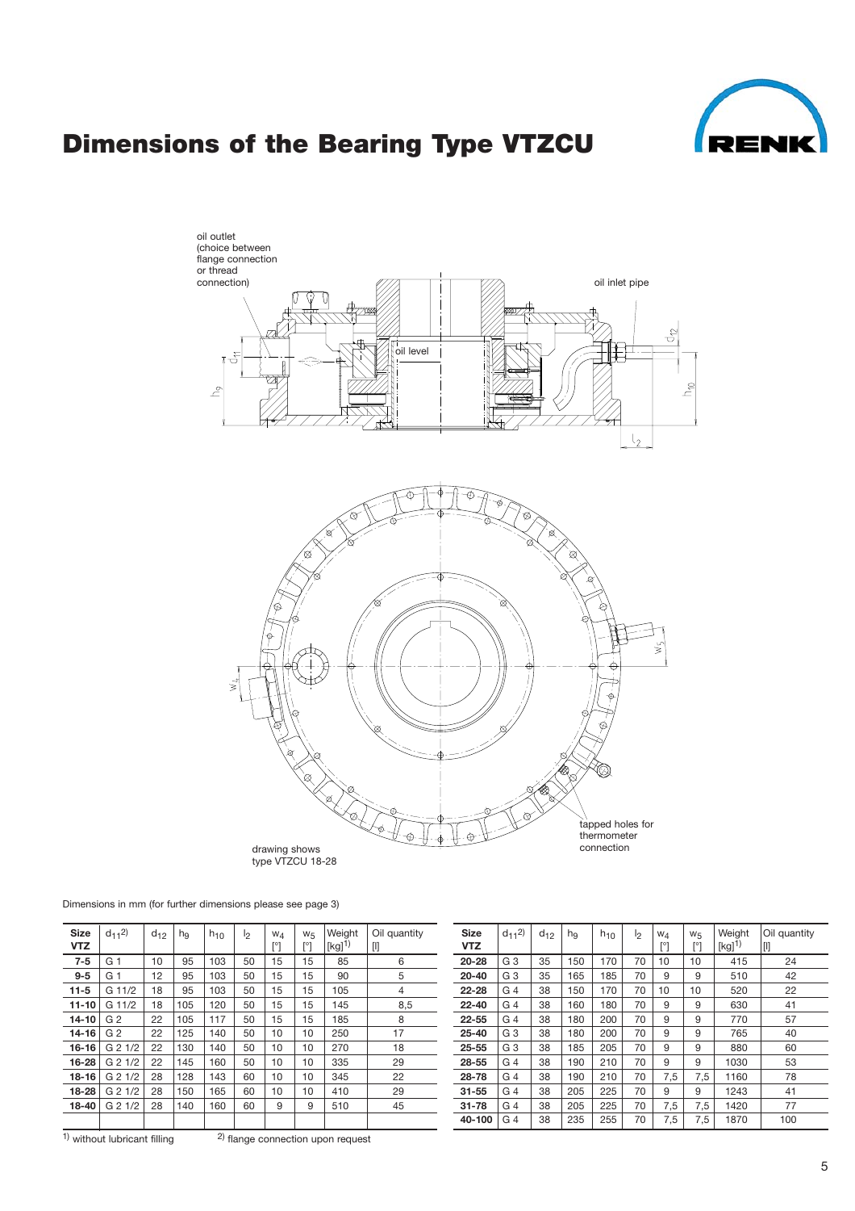# Dimensions of the Bearing Type VTZCU

oil outlet (choice between flange connection or thread connection)

oil inlet pipe

oil level

tapped holes for thermometer connection

drawing shows type VTZCU 18-28

Dimensions in mm (for further dimensions please see page 3)

| Size VTZ | $d_{11}$[2] | $d_{12}$ | $h_9$ | $h_{10}$ | $l_2$ | $w_4$ [°] | $w_5$ [°] | Weight [kg][1] | Oil quantity [l] |
|---|---|---|---|---|---|---|---|---|---|
| **7-5** | G 1 | 10 | 95 | 103 | 50 | 15 | 15 | 85 | 6 |
| **9-5** | G 1 | 12 | 95 | 103 | 50 | 15 | 15 | 90 | 5 |
| **11-5** | G 11/2 | 18 | 95 | 103 | 50 | 15 | 15 | 105 | 4 |
| **11-10** | G 11/2 | 18 | 105 | 120 | 50 | 15 | 15 | 145 | 8,5 |
| **14-10** | G 2 | 22 | 105 | 117 | 50 | 15 | 15 | 185 | 8 |
| **14-16** | G 2 | 22 | 125 | 140 | 50 | 10 | 10 | 250 | 17 |
| **16-16** | G 2 1/2 | 22 | 130 | 140 | 50 | 10 | 10 | 270 | 18 |
| **16-28** | G 2 1/2 | 22 | 145 | 160 | 50 | 10 | 10 | 335 | 29 |
| **18-16** | G 2 1/2 | 28 | 128 | 143 | 60 | 10 | 10 | 345 | 22 |
| **18-28** | G 2 1/2 | 28 | 150 | 165 | 60 | 10 | 10 | 410 | 29 |
| **18-40** | G 2 1/2 | 28 | 140 | 160 | 60 | 9 | 9 | 510 | 45 |
| **20-28** | G 3 | 35 | 150 | 170 | 70 | 10 | 10 | 415 | 24 |
| **20-40** | G 3 | 35 | 165 | 185 | 70 | 9 | 9 | 510 | 42 |
| **22-28** | G 4 | 38 | 150 | 170 | 70 | 10 | 10 | 520 | 22 |
| **22-40** | G 4 | 38 | 160 | 180 | 70 | 9 | 9 | 630 | 41 |
| **22-55** | G 4 | 38 | 180 | 200 | 70 | 9 | 9 | 770 | 57 |
| **25-40** | G 3 | 38 | 180 | 200 | 70 | 9 | 9 | 765 | 40 |
| **25-55** | G 3 | 38 | 185 | 205 | 70 | 9 | 9 | 880 | 60 |
| **28-55** | G 4 | 38 | 190 | 210 | 70 | 9 | 9 | 1030 | 53 |
| **28-78** | G 4 | 38 | 190 | 210 | 70 | 7,5 | 7,5 | 1160 | 78 |
| **31-55** | G 4 | 38 | 205 | 225 | 70 | 9 | 9 | 1243 | 41 |
| **31-78** | G 4 | 38 | 205 | 225 | 70 | 7,5 | 7,5 | 1420 | 77 |
| **40-100** | G 4 | 38 | 235 | 255 | 70 | 7,5 | 7,5 | 1870 | 100 |

[1] without lubricant filling [2] flange connection upon request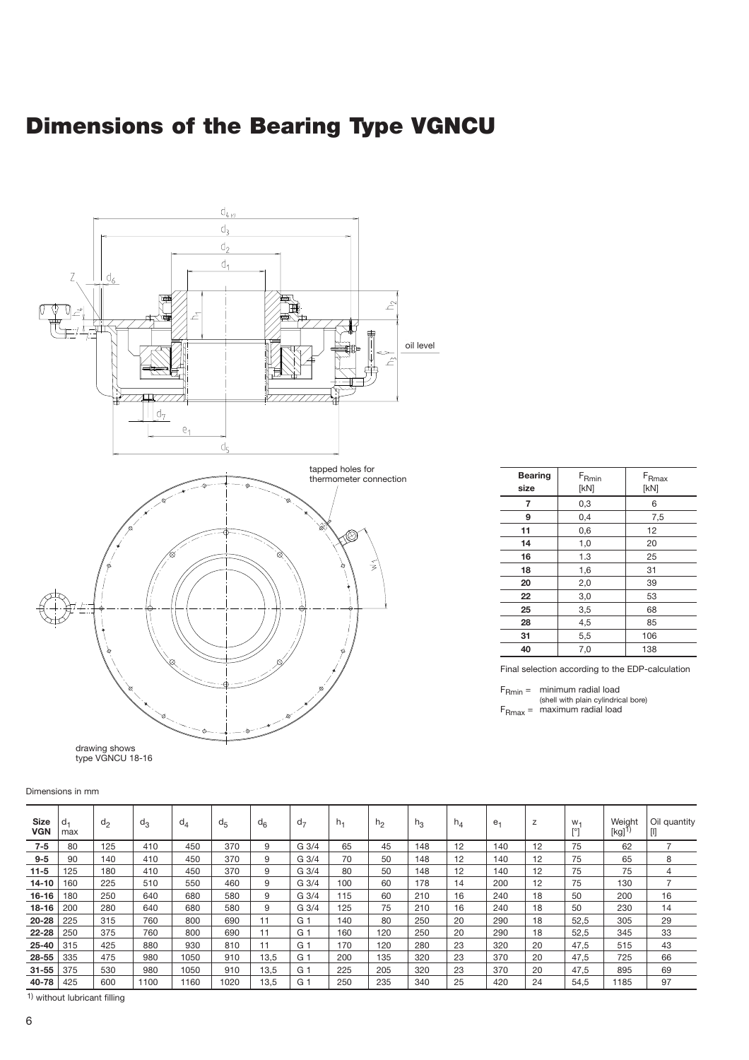# Dimensions of the Bearing Type VGNCU

oil level

tapped holes for thermometer connection

drawing shows type VGNCU 18-16

| Bearing size | $F_{Rmin}$ [kN] | $F_{Rmax}$ [kN] |
|---|---|---|
| 7 | 0,3 | 6 |
| 9 | 0,4 | 7,5 |
| 11 | 0,6 | 12 |
| 14 | 1,0 | 20 |
| 16 | 1.3 | 25 |
| 18 | 1,6 | 31 |
| 20 | 2,0 | 39 |
| 22 | 3,0 | 53 |
| 25 | 3,5 | 68 |
| 28 | 4,5 | 85 |
| 31 | 5,5 | 106 |
| 40 | 7,0 | 138 |

Final selection according to the EDP-calculation

$F_{Rmin}$ = minimum radial load (shell with plain cylindrical bore)
$F_{Rmax}$ = maximum radial load

Dimensions in mm

| Size VGN | $d_1$ max | $d_2$ | $d_3$ | $d_4$ | $d_5$ | $d_6$ | $d_7$ | $h_1$ | $h_2$ | $h_3$ | $h_4$ | $e_1$ | z | $w_1$ [°] | Weight [kg][1)] | Oil quantity [l] |
|---|---|---|---|---|---|---|---|---|---|---|---|---|---|---|---|---|
| 7-5 | 80 | 125 | 410 | 450 | 370 | 9 | G 3/4 | 65 | 45 | 148 | 12 | 140 | 12 | 75 | 62 | 7 |
| 9-5 | 90 | 140 | 410 | 450 | 370 | 9 | G 3/4 | 70 | 50 | 148 | 12 | 140 | 12 | 75 | 65 | 8 |
| 11-5 | 125 | 180 | 410 | 450 | 370 | 9 | G 3/4 | 80 | 50 | 148 | 12 | 140 | 12 | 75 | 75 | 4 |
| 14-10 | 160 | 225 | 510 | 550 | 460 | 9 | G 3/4 | 100 | 60 | 178 | 14 | 200 | 12 | 75 | 130 | 7 |
| 16-16 | 180 | 250 | 640 | 680 | 580 | 9 | G 3/4 | 115 | 60 | 210 | 16 | 240 | 18 | 50 | 200 | 16 |
| 18-16 | 200 | 280 | 640 | 680 | 580 | 9 | G 3/4 | 125 | 75 | 210 | 16 | 240 | 18 | 50 | 230 | 14 |
| 20-28 | 225 | 315 | 760 | 800 | 690 | 11 | G 1 | 140 | 80 | 250 | 20 | 290 | 18 | 52,5 | 305 | 29 |
| 22-28 | 250 | 375 | 760 | 800 | 690 | 11 | G 1 | 160 | 120 | 250 | 20 | 290 | 18 | 52,5 | 345 | 33 |
| 25-40 | 315 | 425 | 880 | 930 | 810 | 11 | G 1 | 170 | 120 | 280 | 23 | 320 | 20 | 47,5 | 515 | 43 |
| 28-55 | 335 | 475 | 980 | 1050 | 910 | 13,5 | G 1 | 200 | 135 | 320 | 23 | 370 | 20 | 47,5 | 725 | 66 |
| 31-55 | 375 | 530 | 980 | 1050 | 910 | 13,5 | G 1 | 225 | 205 | 320 | 23 | 370 | 20 | 47,5 | 895 | 69 |
| 40-78 | 425 | 600 | 1100 | 1160 | 1020 | 13,5 | G 1 | 250 | 235 | 340 | 25 | 420 | 24 | 54,5 | 1185 | 97 |

1) without lubricant filling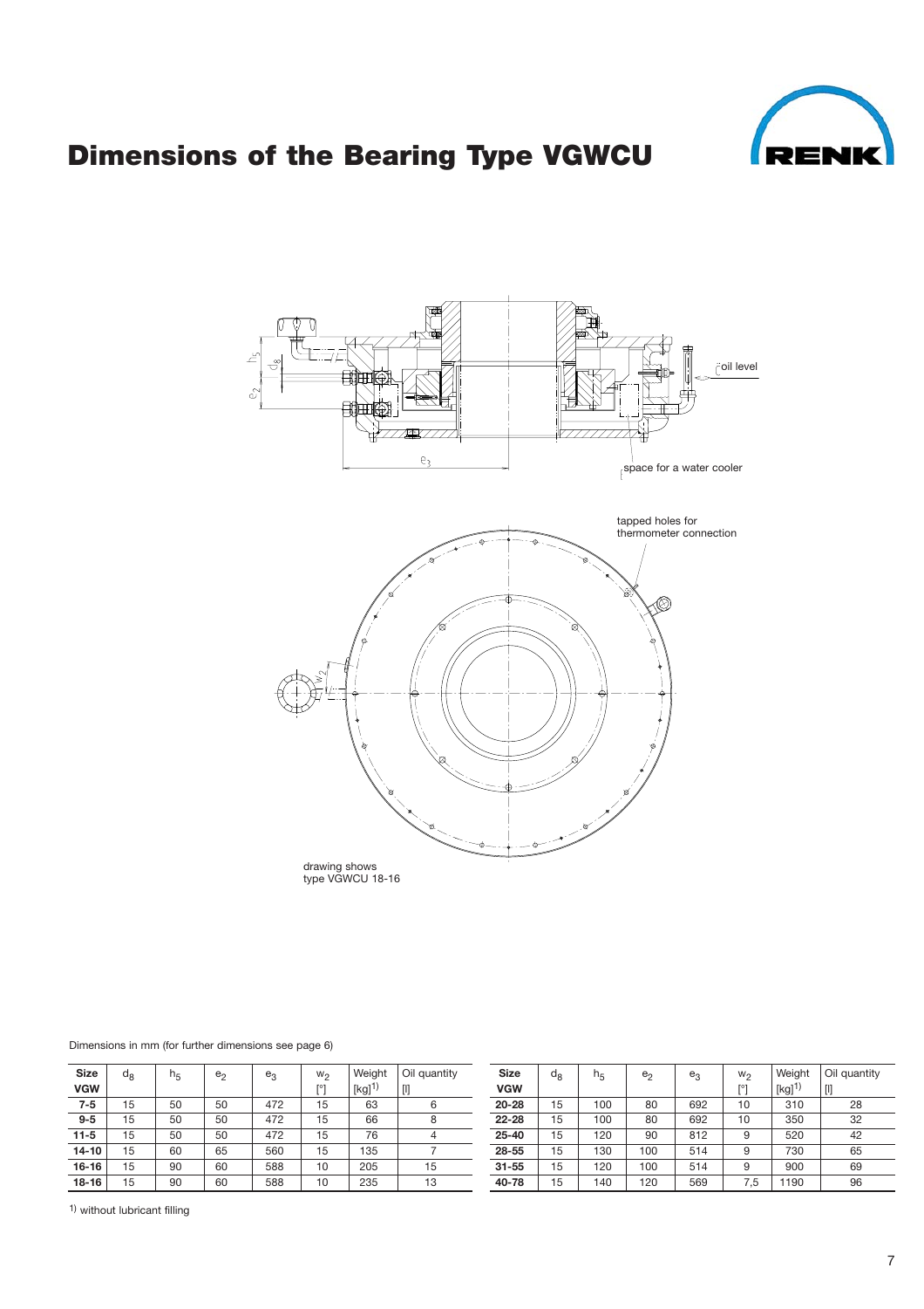# Dimensions of the Bearing Type VGWCU

oil level

space for a water cooler

tapped holes for thermometer connection

drawing shows type VGWCU 18-16

Dimensions in mm (for further dimensions see page 6)

| Size VGW | $d_8$ | $h_5$ | $e_2$ | $e_3$ | $w_2$ [°] | Weight [kg][1] | Oil quantity [l] |
|---|---|---|---|---|---|---|---|
| **7-5** | 15 | 50 | 50 | 472 | 15 | 63 | 6 |
| **9-5** | 15 | 50 | 50 | 472 | 15 | 66 | 8 |
| **11-5** | 15 | 50 | 50 | 472 | 15 | 76 | 4 |
| **14-10** | 15 | 60 | 65 | 560 | 15 | 135 | 7 |
| **16-16** | 15 | 90 | 60 | 588 | 10 | 205 | 15 |
| **18-16** | 15 | 90 | 60 | 588 | 10 | 235 | 13 |
| **20-28** | 15 | 100 | 80 | 692 | 10 | 310 | 28 |
| **22-28** | 15 | 100 | 80 | 692 | 10 | 350 | 32 |
| **25-40** | 15 | 120 | 90 | 812 | 9 | 520 | 42 |
| **28-55** | 15 | 130 | 100 | 514 | 9 | 730 | 65 |
| **31-55** | 15 | 120 | 100 | 514 | 9 | 900 | 69 |
| **40-78** | 15 | 140 | 120 | 569 | 7,5 | 1190 | 96 |

[1] without lubricant filling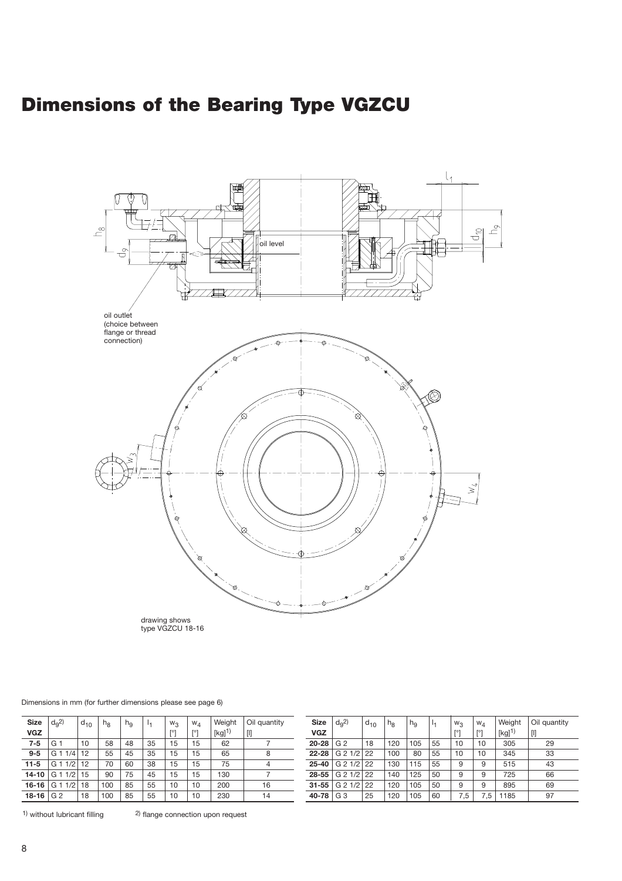# Dimensions of the Bearing Type VGZCU

oil level

oil outlet (choice between flange or thread connection)

drawing shows type VGZCU 18-16

Dimensions in mm (for further dimensions please see page 6)

| Size VGZ | $d_9$[2] | $d_{10}$ | $h_8$ | $h_9$ | $l_1$ | $w_3$ [°] | $w_4$ [°] | Weight [kg][1] | Oil quantity [l] |
|---|---|---|---|---|---|---|---|---|---|
| 7-5 | G 1 | 10 | 58 | 48 | 35 | 15 | 15 | 62 | 7 |
| 9-5 | G 1 1/4 | 12 | 55 | 45 | 35 | 15 | 15 | 65 | 8 |
| 11-5 | G 1 1/2 | 12 | 70 | 60 | 38 | 15 | 15 | 75 | 4 |
| 14-10 | G 1 1/2 | 15 | 90 | 75 | 45 | 15 | 15 | 130 | 7 |
| 16-16 | G 1 1/2 | 18 | 100 | 85 | 55 | 10 | 10 | 200 | 16 |
| 18-16 | G 2 | 18 | 100 | 85 | 55 | 10 | 10 | 230 | 14 |
| 20-28 | G 2 | 18 | 120 | 105 | 55 | 10 | 10 | 305 | 29 |
| 22-28 | G 2 1/2 | 22 | 100 | 80 | 55 | 10 | 10 | 345 | 33 |
| 25-40 | G 2 1/2 | 22 | 130 | 115 | 55 | 9 | 9 | 515 | 43 |
| 28-55 | G 2 1/2 | 22 | 140 | 125 | 50 | 9 | 9 | 725 | 66 |
| 31-55 | G 2 1/2 | 22 | 120 | 105 | 50 | 9 | 9 | 895 | 69 |
| 40-78 | G 3 | 25 | 120 | 105 | 60 | 7,5 | 7,5 | 1185 | 97 |

[1] without lubricant filling    [2] flange connection upon request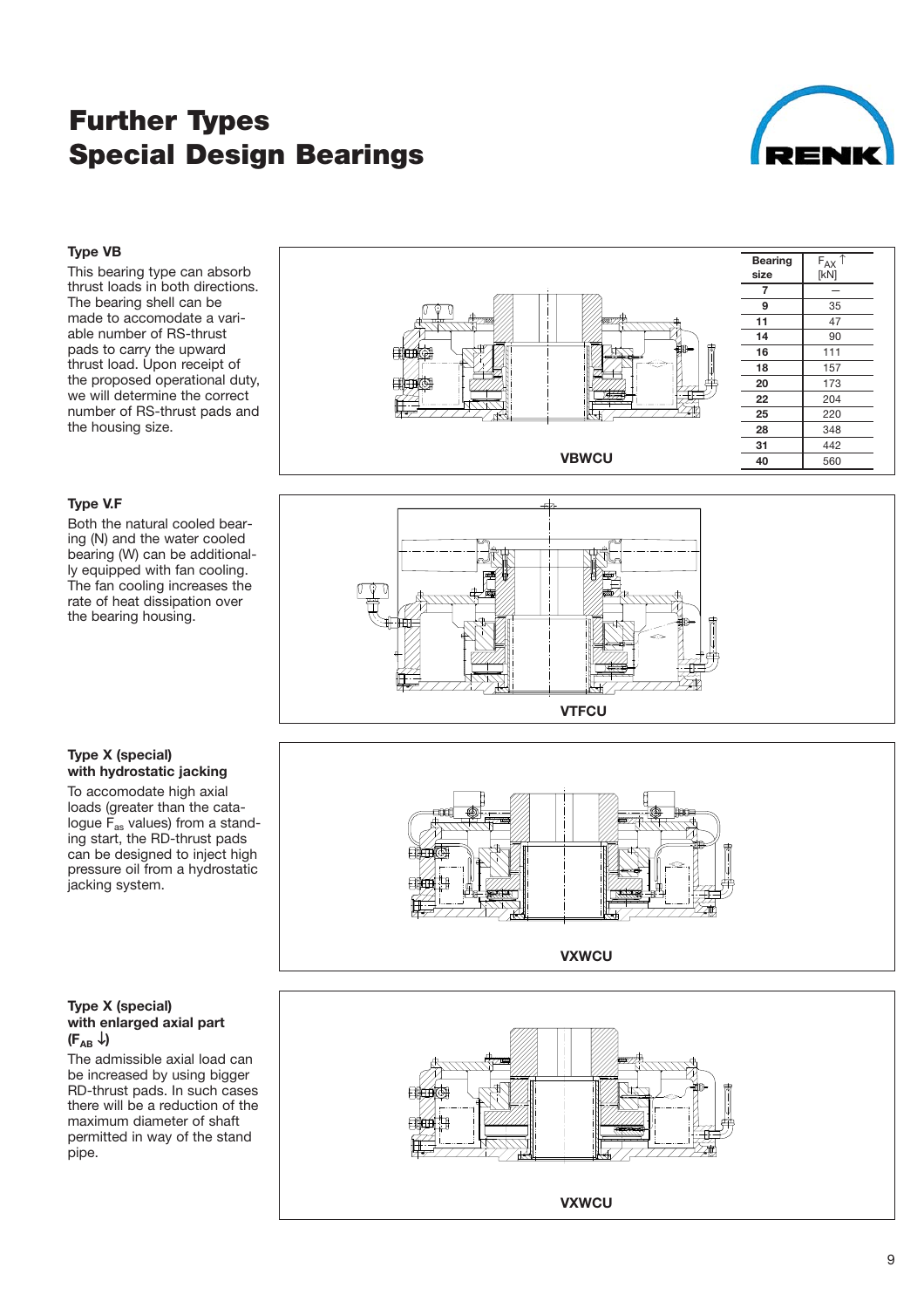# Further Types
# Special Design Bearings

### Type VB

This bearing type can absorb thrust loads in both directions. The bearing shell can be made to accomodate a variable number of RS-thrust pads to carry the upward thrust load. Upon receipt of the proposed operational duty, we will determine the correct number of RS-thrust pads and the housing size.

| Bearing size | $F_{AX}$ ↑ [kN] |
|---|---|
| 7 | – |
| 9 | 35 |
| 11 | 47 |
| 14 | 90 |
| 16 | 111 |
| 18 | 157 |
| 20 | 173 |
| 22 | 204 |
| 25 | 220 |
| 28 | 348 |
| 31 | 442 |
| 40 | 560 |

VBWCU

### Type V.F

Both the natural cooled bearing (N) and the water cooled bearing (W) can be additionally equipped with fan cooling. The fan cooling increases the rate of heat dissipation over the bearing housing.

VTFCU

### Type X (special) with hydrostatic jacking

To accomodate high axial loads (greater than the catalogue $F_{as}$ values) from a standing start, the RD-thrust pads can be designed to inject high pressure oil from a hydrostatic jacking system.

VXWCU

### Type X (special) with enlarged axial part ($F_{AB}$ ↓)

The admissible axial load can be increased by using bigger RD-thrust pads. In such cases there will be a reduction of the maximum diameter of shaft permitted in way of the stand pipe.

VXWCU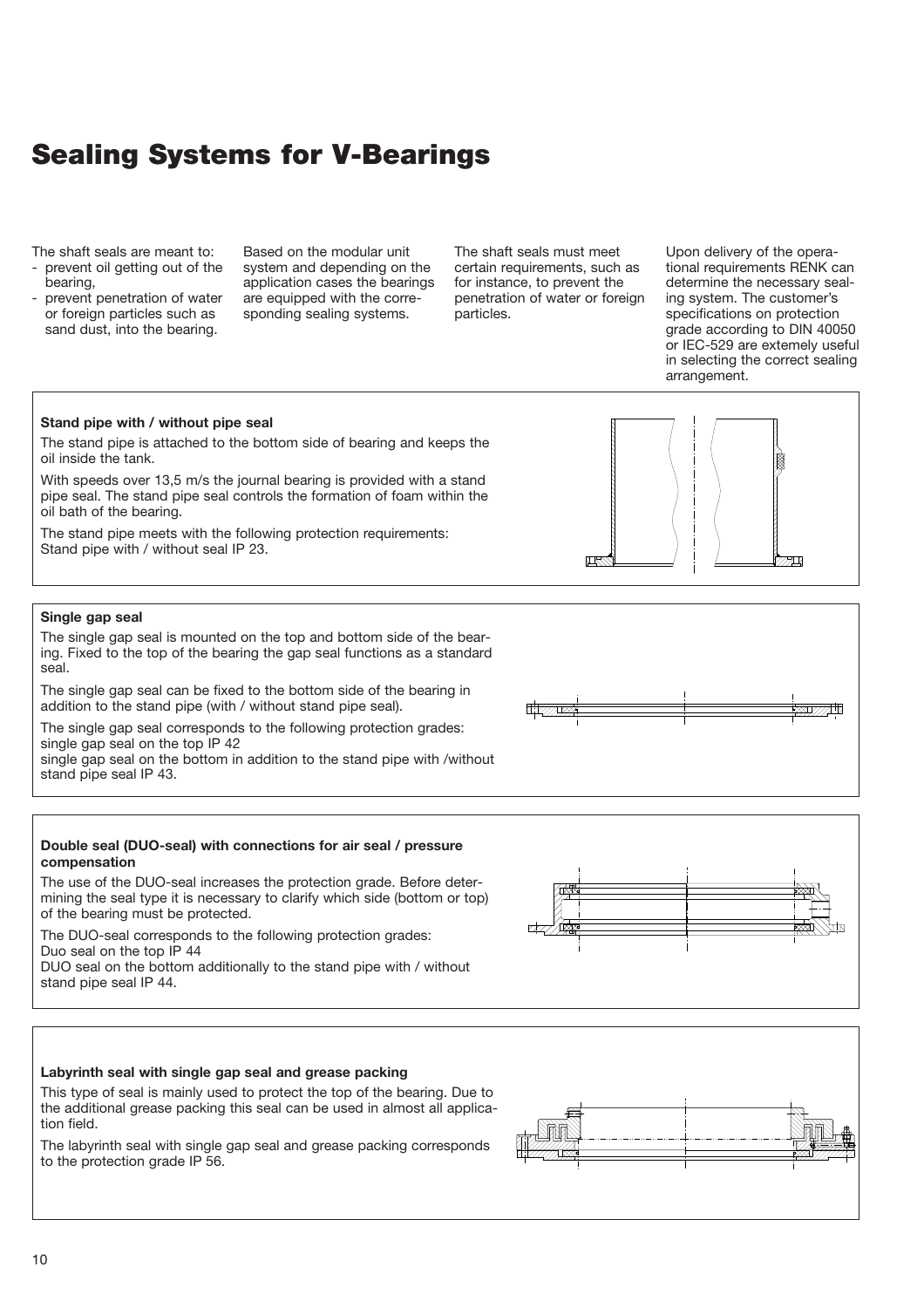# Sealing Systems for V-Bearings

The shaft seals are meant to:
- prevent oil getting out of the bearing,
- prevent penetration of water or foreign particles such as sand dust, into the bearing.

Based on the modular unit system and depending on the application cases the bearings are equipped with the corresponding sealing systems.

The shaft seals must meet certain requirements, such as for instance, to prevent the penetration of water or foreign particles.

Upon delivery of the operational requirements RENK can determine the necessary sealing system. The customer's specifications on protection grade according to DIN 40050 or IEC-529 are extemely useful in selecting the correct sealing arrangement.

**Stand pipe with / without pipe seal**

The stand pipe is attached to the bottom side of bearing and keeps the oil inside the tank.

With speeds over 13,5 m/s the journal bearing is provided with a stand pipe seal. The stand pipe seal controls the formation of foam within the oil bath of the bearing.

The stand pipe meets with the following protection requirements:
Stand pipe with / without seal IP 23.

**Single gap seal**

The single gap seal is mounted on the top and bottom side of the bearing. Fixed to the top of the bearing the gap seal functions as a standard seal.

The single gap seal can be fixed to the bottom side of the bearing in addition to the stand pipe (with / without stand pipe seal).

The single gap seal corresponds to the following protection grades:
single gap seal on the top IP 42
single gap seal on the bottom in addition to the stand pipe with /without stand pipe seal IP 43.

**Double seal (DUO-seal) with connections for air seal / pressure compensation**

The use of the DUO-seal increases the protection grade. Before determining the seal type it is necessary to clarify which side (bottom or top) of the bearing must be protected.

The DUO-seal corresponds to the following protection grades:
Duo seal on the top IP 44
DUO seal on the bottom additionally to the stand pipe with / without stand pipe seal IP 44.

**Labyrinth seal with single gap seal and grease packing**

This type of seal is mainly used to protect the top of the bearing. Due to the additional grease packing this seal can be used in almost all application field.

The labyrinth seal with single gap seal and grease packing corresponds to the protection grade IP 56.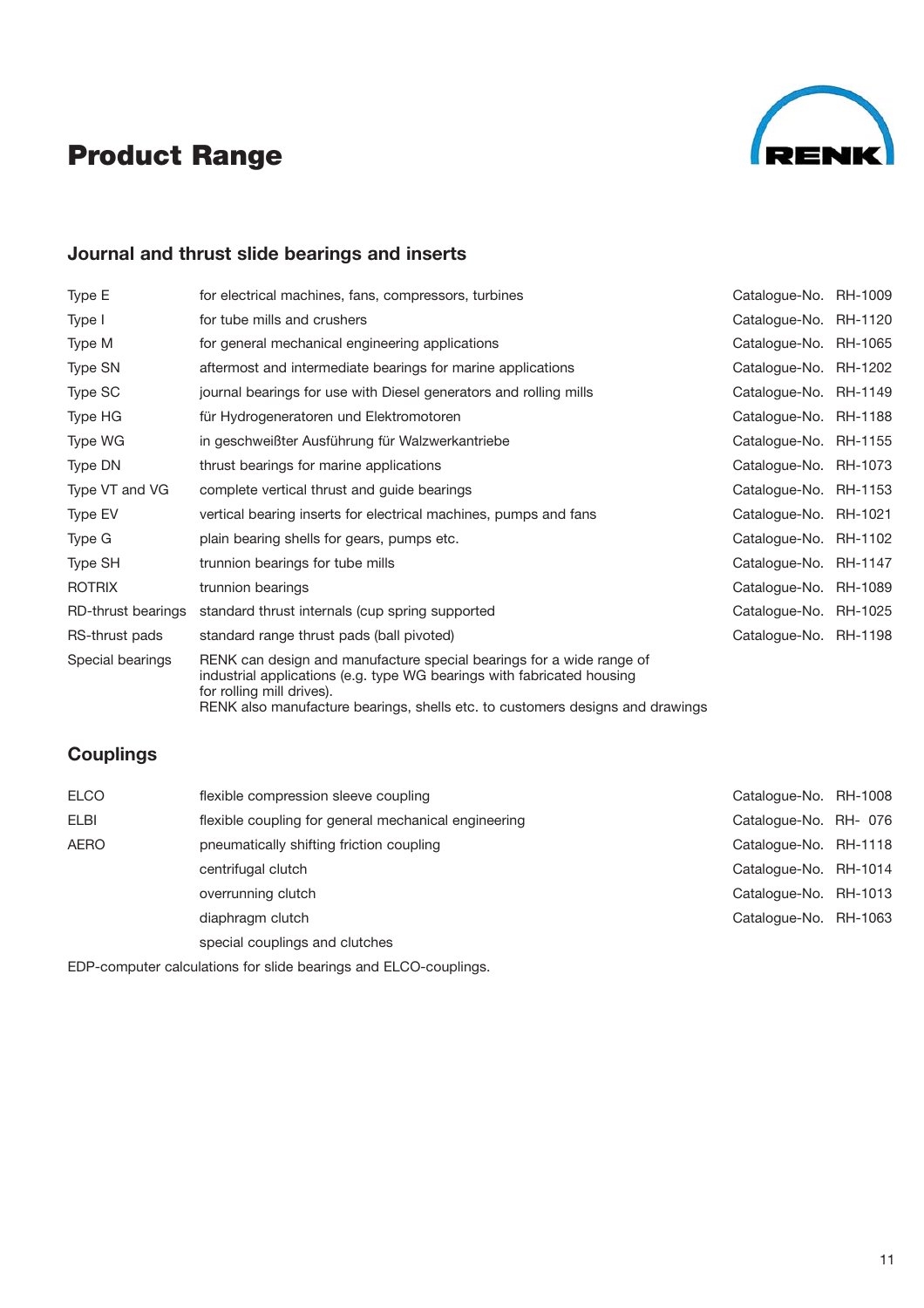# Product Range

## Journal and thrust slide bearings and inserts

| | | |
|---|---|---|
| Type E | for electrical machines, fans, compressors, turbines | Catalogue-No. RH-1009 |
| Type I | for tube mills and crushers | Catalogue-No. RH-1120 |
| Type M | for general mechanical engineering applications | Catalogue-No. RH-1065 |
| Type SN | aftermost and intermediate bearings for marine applications | Catalogue-No. RH-1202 |
| Type SC | journal bearings for use with Diesel generators and rolling mills | Catalogue-No. RH-1149 |
| Type HG | für Hydrogeneratoren und Elektromotoren | Catalogue-No. RH-1188 |
| Type WG | in geschweißter Ausführung für Walzwerkantriebe | Catalogue-No. RH-1155 |
| Type DN | thrust bearings for marine applications | Catalogue-No. RH-1073 |
| Type VT and VG | complete vertical thrust and guide bearings | Catalogue-No. RH-1153 |
| Type EV | vertical bearing inserts for electrical machines, pumps and fans | Catalogue-No. RH-1021 |
| Type G | plain bearing shells for gears, pumps etc. | Catalogue-No. RH-1102 |
| Type SH | trunnion bearings for tube mills | Catalogue-No. RH-1147 |
| ROTRIX | trunnion bearings | Catalogue-No. RH-1089 |
| RD-thrust bearings | standard thrust internals (cup spring supported | Catalogue-No. RH-1025 |
| RS-thrust pads | standard range thrust pads (ball pivoted) | Catalogue-No. RH-1198 |
| Special bearings | RENK can design and manufacture special bearings for a wide range of industrial applications (e.g. type WG bearings with fabricated housing for rolling mill drives). RENK also manufacture bearings, shells etc. to customers designs and drawings | |

## Couplings

| | | |
|---|---|---|
| ELCO | flexible compression sleeve coupling | Catalogue-No. RH-1008 |
| ELBI | flexible coupling for general mechanical engineering | Catalogue-No. RH- 076 |
| AERO | pneumatically shifting friction coupling | Catalogue-No. RH-1118 |
| | centrifugal clutch | Catalogue-No. RH-1014 |
| | overrunning clutch | Catalogue-No. RH-1013 |
| | diaphragm clutch | Catalogue-No. RH-1063 |
| | special couplings and clutches | |

EDP-computer calculations for slide bearings and ELCO-couplings.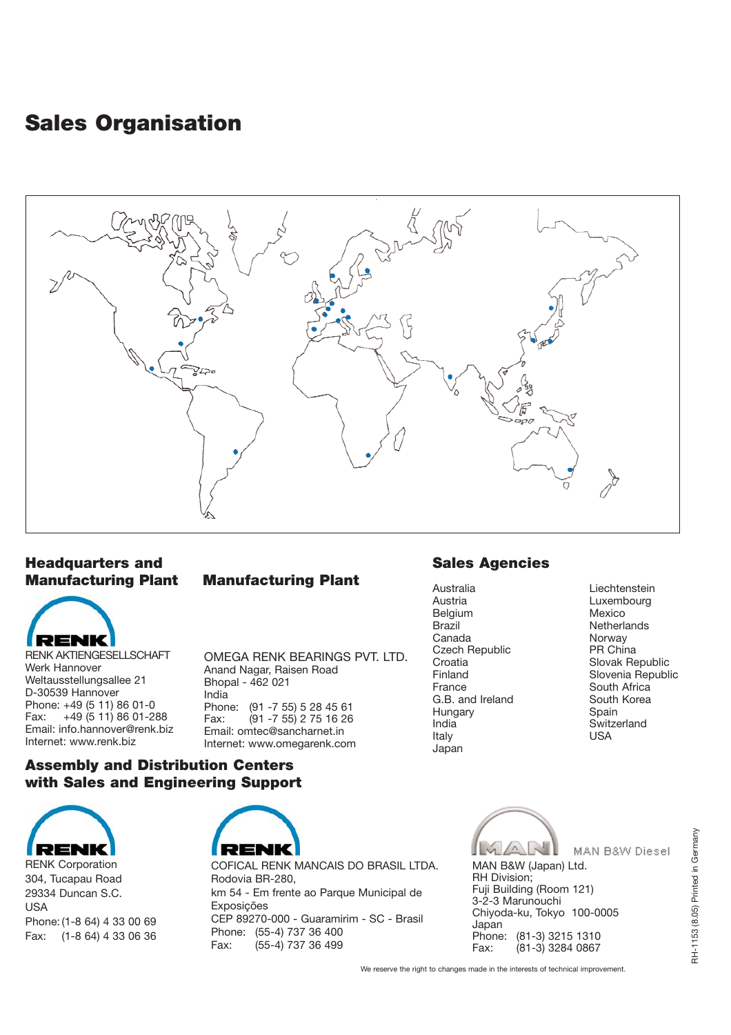# Sales Organisation

## Headquarters and Manufacturing Plant

RENK AKTIENGESELLSCHAFT
Werk Hannover
Weltausstellungsallee 21
D-30539 Hannover
Phone: +49 (5 11) 86 01-0
Fax: +49 (5 11) 86 01-288
Email: info.hannover@renk.biz
Internet: www.renk.biz

## Manufacturing Plant

OMEGA RENK BEARINGS PVT. LTD.
Anand Nagar, Raisen Road
Bhopal - 462 021
India
Phone: (91 -7 55) 5 28 45 61
Fax: (91 -7 55) 2 75 16 26
Email: omtec@sancharnet.in
Internet: www.omegarenk.com

## Sales Agencies

- Australia
- Austria
- Belgium
- Brazil
- Canada
- Czech Republic
- Croatia
- Finland
- France
- G.B. and Ireland
- Hungary
- India
- Italy
- Japan
- Liechtenstein
- Luxembourg
- Mexico
- Netherlands
- Norway
- PR China
- Slovak Republic
- Slovenia Republic
- South Africa
- South Korea
- Spain
- Switzerland
- USA

## Assembly and Distribution Centers with Sales and Engineering Support

RENK Corporation
304, Tucapau Road
29334 Duncan S.C.
USA
Phone: (1-8 64) 4 33 00 69
Fax: (1-8 64) 4 33 06 36

COFICAL RENK MANCAIS DO BRASIL LTDA.
Rodovia BR-280,
km 54 - Em frente ao Parque Municipal de Exposições
CEP 89270-000 - Guaramirim - SC - Brasil
Phone: (55-4) 737 36 400
Fax: (55-4) 737 36 499

MAN B&W Diesel
MAN B&W (Japan) Ltd.
RH Division;
Fuji Building (Room 121)
3-2-3 Marunouchi
Chiyoda-ku, Tokyo 100-0005
Japan
Phone: (81-3) 3215 1310
Fax: (81-3) 3284 0867

We reserve the right to changes made in the interests of technical improvement.

RH-1153 (8.05) Printed in Germany